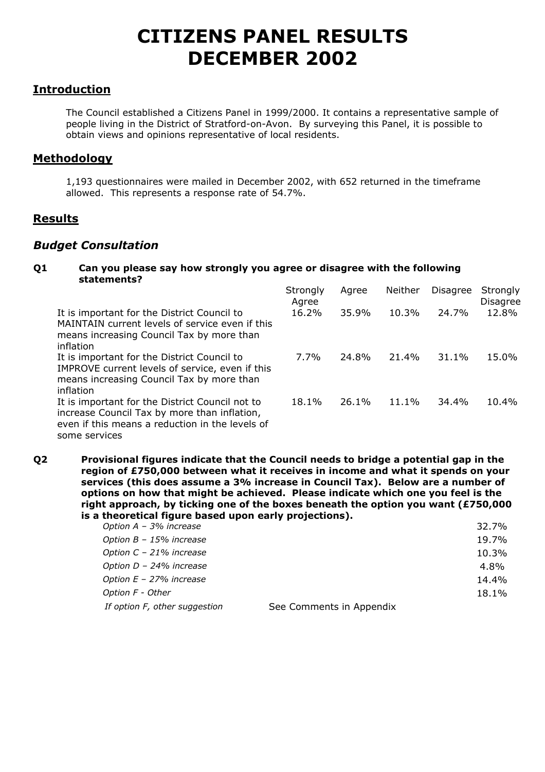# CITIZENS PANEL RESULTS DECEMBER 2002

## Introduction

The Council established a Citizens Panel in 1999/2000. It contains a representative sample of people living in the District of Stratford-on-Avon. By surveying this Panel, it is possible to obtain views and opinions representative of local residents.

## Methodology

1,193 questionnaires were mailed in December 2002, with 652 returned in the timeframe allowed. This represents a response rate of 54.7%.

## Results

### *Budget Consultation*

**Q1 Can you please say how strongly you agree or disagree with the following statements?**

| | Strongly Agree | Agree | Neither | Disagree | Strongly Disagree |
|---|---|---|---|---|---|
| It is important for the District Council to MAINTAIN current levels of service even if this means increasing Council Tax by more than inflation | 16.2% | 35.9% | 10.3% | 24.7% | 12.8% |
| It is important for the District Council to IMPROVE current levels of service, even if this means increasing Council Tax by more than inflation | 7.7% | 24.8% | 21.4% | 31.1% | 15.0% |
| It is important for the District Council not to increase Council Tax by more than inflation, even if this means a reduction in the levels of some services | 18.1% | 26.1% | 11.1% | 34.4% | 10.4% |

**Q2 Provisional figures indicate that the Council needs to bridge a potential gap in the region of £750,000 between what it receives in income and what it spends on your services (this does assume a 3% increase in Council Tax). Below are a number of options on how that might be achieved. Please indicate which one you feel is the right approach, by ticking one of the boxes beneath the option you want (£750,000 is a theoretical figure based upon early projections).**

| | |
|---|---|
| *Option A – 3% increase* | 32.7% |
| *Option B – 15% increase* | 19.7% |
| *Option C – 21% increase* | 10.3% |
| *Option D – 24% increase* | 4.8% |
| *Option E – 27% increase* | 14.4% |
| *Option F - Other* | 18.1% |
| *If option F, other suggestion* | See Comments in Appendix |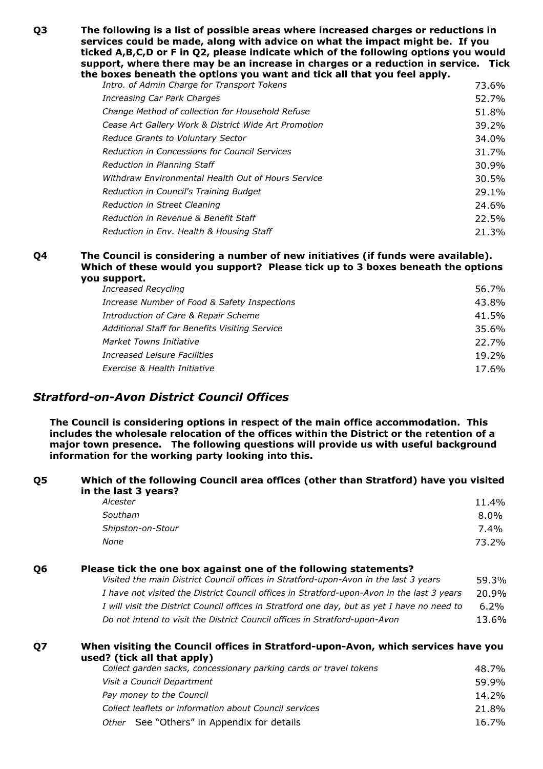**Q3 The following is a list of possible areas where increased charges or reductions in services could be made, along with advice on what the impact might be. If you ticked A,B,C,D or F in Q2, please indicate which of the following options you would support, where there may be an increase in charges or a reduction in service. Tick the boxes beneath the options you want and tick all that you feel apply.**

| | |
|---|---|
| *Intro. of Admin Charge for Transport Tokens* | 73.6% |
| *Increasing Car Park Charges* | 52.7% |
| *Change Method of collection for Household Refuse* | 51.8% |
| *Cease Art Gallery Work & District Wide Art Promotion* | 39.2% |
| *Reduce Grants to Voluntary Sector* | 34.0% |
| *Reduction in Concessions for Council Services* | 31.7% |
| *Reduction in Planning Staff* | 30.9% |
| *Withdraw Environmental Health Out of Hours Service* | 30.5% |
| *Reduction in Council's Training Budget* | 29.1% |
| *Reduction in Street Cleaning* | 24.6% |
| *Reduction in Revenue & Benefit Staff* | 22.5% |
| *Reduction in Env. Health & Housing Staff* | 21.3% |

**Q4 The Council is considering a number of new initiatives (if funds were available). Which of these would you support? Please tick up to 3 boxes beneath the options you support.**

| | |
|---|---|
| *Increased Recycling* | 56.7% |
| *Increase Number of Food & Safety Inspections* | 43.8% |
| *Introduction of Care & Repair Scheme* | 41.5% |
| *Additional Staff for Benefits Visiting Service* | 35.6% |
| *Market Towns Initiative* | 22.7% |
| *Increased Leisure Facilities* | 19.2% |
| *Exercise & Health Initiative* | 17.6% |

## *Stratford-on-Avon District Council Offices*

**The Council is considering options in respect of the main office accommodation. This includes the wholesale relocation of the offices within the District or the retention of a major town presence. The following questions will provide us with useful background information for the working party looking into this.**

**Q5 Which of the following Council area offices (other than Stratford) have you visited in the last 3 years?**

| | |
|---|---|
| *Alcester* | 11.4% |
| *Southam* | 8.0% |
| *Shipston-on-Stour* | 7.4% |
| *None* | 73.2% |

**Q6 Please tick the one box against one of the following statements?**

| | |
|---|---|
| *Visited the main District Council offices in Stratford-upon-Avon in the last 3 years* | 59.3% |
| *I have not visited the District Council offices in Stratford-upon-Avon in the last 3 years* | 20.9% |
| *I will visit the District Council offices in Stratford one day, but as yet I have no need to* | 6.2% |
| *Do not intend to visit the District Council offices in Stratford-upon-Avon* | 13.6% |

**Q7 When visiting the Council offices in Stratford-upon-Avon, which services have you used? (tick all that apply)**

| | |
|---|---|
| *Collect garden sacks, concessionary parking cards or travel tokens* | 48.7% |
| *Visit a Council Department* | 59.9% |
| *Pay money to the Council* | 14.2% |
| *Collect leaflets or information about Council services* | 21.8% |
| *Other* See "Others" in Appendix for details | 16.7% |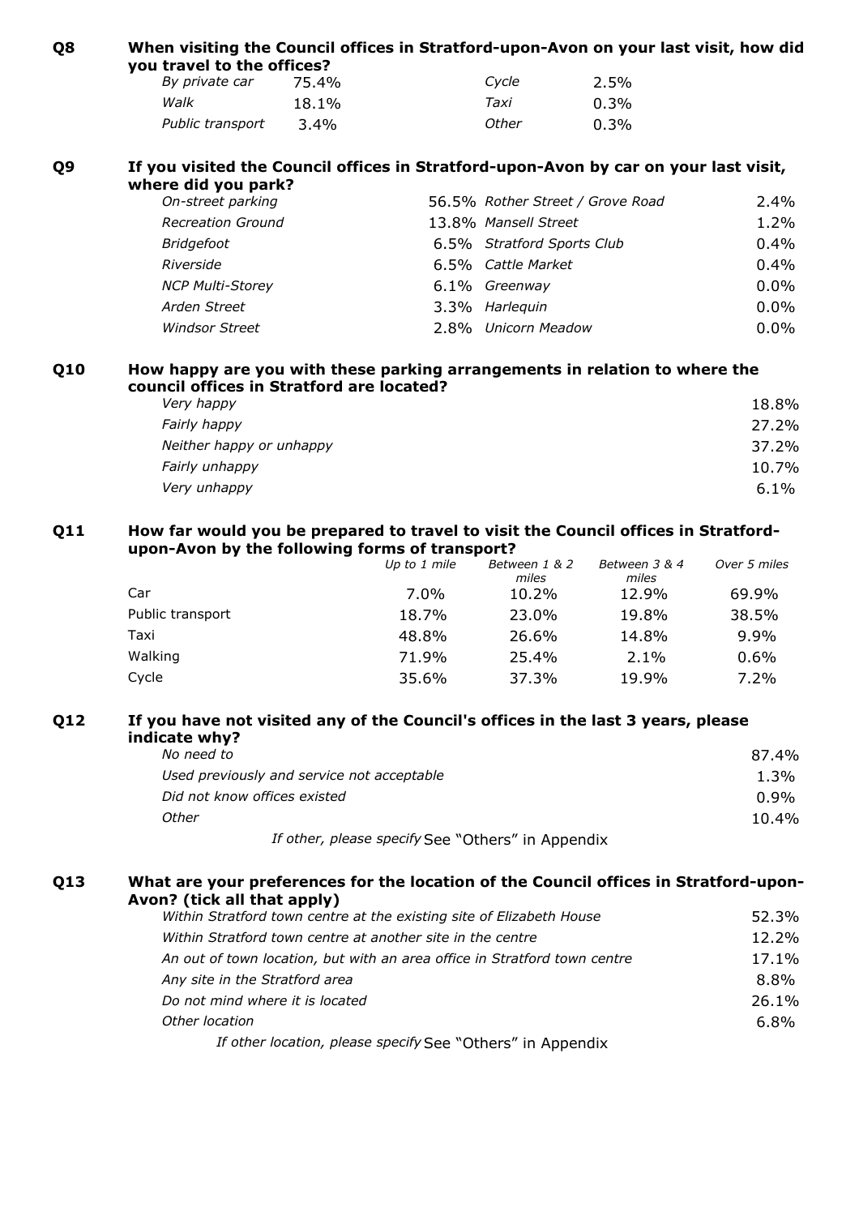**Q8 When visiting the Council offices in Stratford-upon-Avon on your last visit, how did you travel to the offices?**

| | | | |
|---|---|---|---|
| *By private car* | 75.4% | *Cycle* | 2.5% |
| *Walk* | 18.1% | *Taxi* | 0.3% |
| *Public transport* | 3.4% | *Other* | 0.3% |

**Q9 If you visited the Council offices in Stratford-upon-Avon by car on your last visit, where did you park?**

| | | | |
|---|---|---|---|
| *On-street parking* | 56.5% | *Rother Street / Grove Road* | 2.4% |
| *Recreation Ground* | 13.8% | *Mansell Street* | 1.2% |
| *Bridgefoot* | 6.5% | *Stratford Sports Club* | 0.4% |
| *Riverside* | 6.5% | *Cattle Market* | 0.4% |
| *NCP Multi-Storey* | 6.1% | *Greenway* | 0.0% |
| *Arden Street* | 3.3% | *Harlequin* | 0.0% |
| *Windsor Street* | 2.8% | *Unicorn Meadow* | 0.0% |

**Q10 How happy are you with these parking arrangements in relation to where the council offices in Stratford are located?**

| | |
|---|---|
| *Very happy* | 18.8% |
| *Fairly happy* | 27.2% |
| *Neither happy or unhappy* | 37.2% |
| *Fairly unhappy* | 10.7% |
| *Very unhappy* | 6.1% |

**Q11 How far would you be prepared to travel to visit the Council offices in Stratford-upon-Avon by the following forms of transport?**

| | *Up to 1 mile* | *Between 1 & 2 miles* | *Between 3 & 4 miles* | *Over 5 miles* |
|---|---|---|---|---|
| Car | 7.0% | 10.2% | 12.9% | 69.9% |
| Public transport | 18.7% | 23.0% | 19.8% | 38.5% |
| Taxi | 48.8% | 26.6% | 14.8% | 9.9% |
| Walking | 71.9% | 25.4% | 2.1% | 0.6% |
| Cycle | 35.6% | 37.3% | 19.9% | 7.2% |

**Q12 If you have not visited any of the Council's offices in the last 3 years, please indicate why?**

| | |
|---|---|
| *No need to* | 87.4% |
| *Used previously and service not acceptable* | 1.3% |
| *Did not know offices existed* | 0.9% |
| *Other* | 10.4% |

*If other, please specify* See "Others" in Appendix

**Q13 What are your preferences for the location of the Council offices in Stratford-upon-Avon? (tick all that apply)**

| | |
|---|---|
| *Within Stratford town centre at the existing site of Elizabeth House* | 52.3% |
| *Within Stratford town centre at another site in the centre* | 12.2% |
| *An out of town location, but with an area office in Stratford town centre* | 17.1% |
| *Any site in the Stratford area* | 8.8% |
| *Do not mind where it is located* | 26.1% |
| *Other location* | 6.8% |

*If other location, please specify* See "Others" in Appendix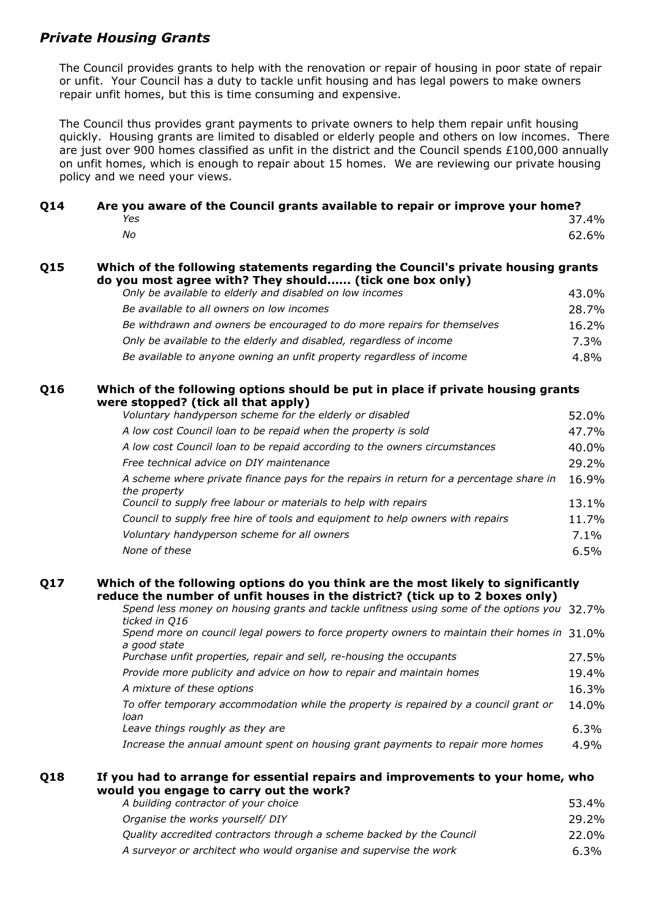## *Private Housing Grants*

The Council provides grants to help with the renovation or repair of housing in poor state of repair or unfit. Your Council has a duty to tackle unfit housing and has legal powers to make owners repair unfit homes, but this is time consuming and expensive.

The Council thus provides grant payments to private owners to help them repair unfit housing quickly. Housing grants are limited to disabled or elderly people and others on low incomes. There are just over 900 homes classified as unfit in the district and the Council spends £100,000 annually on unfit homes, which is enough to repair about 15 homes. We are reviewing our private housing policy and we need your views.

**Q14 Are you aware of the Council grants available to repair or improve your home?**

| | |
|---|---|
| *Yes* | 37.4% |
| *No* | 62.6% |

**Q15 Which of the following statements regarding the Council's private housing grants do you most agree with? They should...... (tick one box only)**

| | |
|---|---|
| *Only be available to elderly and disabled on low incomes* | 43.0% |
| *Be available to all owners on low incomes* | 28.7% |
| *Be withdrawn and owners be encouraged to do more repairs for themselves* | 16.2% |
| *Only be available to the elderly and disabled, regardless of income* | 7.3% |
| *Be available to anyone owning an unfit property regardless of income* | 4.8% |

**Q16 Which of the following options should be put in place if private housing grants were stopped? (tick all that apply)**

| | |
|---|---|
| *Voluntary handyperson scheme for the elderly or disabled* | 52.0% |
| *A low cost Council loan to be repaid when the property is sold* | 47.7% |
| *A low cost Council loan to be repaid according to the owners circumstances* | 40.0% |
| *Free technical advice on DIY maintenance* | 29.2% |
| *A scheme where private finance pays for the repairs in return for a percentage share in the property* | 16.9% |
| *Council to supply free labour or materials to help with repairs* | 13.1% |
| *Council to supply free hire of tools and equipment to help owners with repairs* | 11.7% |
| *Voluntary handyperson scheme for all owners* | 7.1% |
| *None of these* | 6.5% |

**Q17 Which of the following options do you think are the most likely to significantly reduce the number of unfit houses in the district? (tick up to 2 boxes only)**

| | |
|---|---|
| *Spend less money on housing grants and tackle unfitness using some of the options you ticked in Q16* | 32.7% |
| *Spend more on council legal powers to force property owners to maintain their homes in a good state* | 31.0% |
| *Purchase unfit properties, repair and sell, re-housing the occupants* | 27.5% |
| *Provide more publicity and advice on how to repair and maintain homes* | 19.4% |
| *A mixture of these options* | 16.3% |
| *To offer temporary accommodation while the property is repaired by a council grant or loan* | 14.0% |
| *Leave things roughly as they are* | 6.3% |
| *Increase the annual amount spent on housing grant payments to repair more homes* | 4.9% |

**Q18 If you had to arrange for essential repairs and improvements to your home, who would you engage to carry out the work?**

| | |
|---|---|
| *A building contractor of your choice* | 53.4% |
| *Organise the works yourself/ DIY* | 29.2% |
| *Quality accredited contractors through a scheme backed by the Council* | 22.0% |
| *A surveyor or architect who would organise and supervise the work* | 6.3% |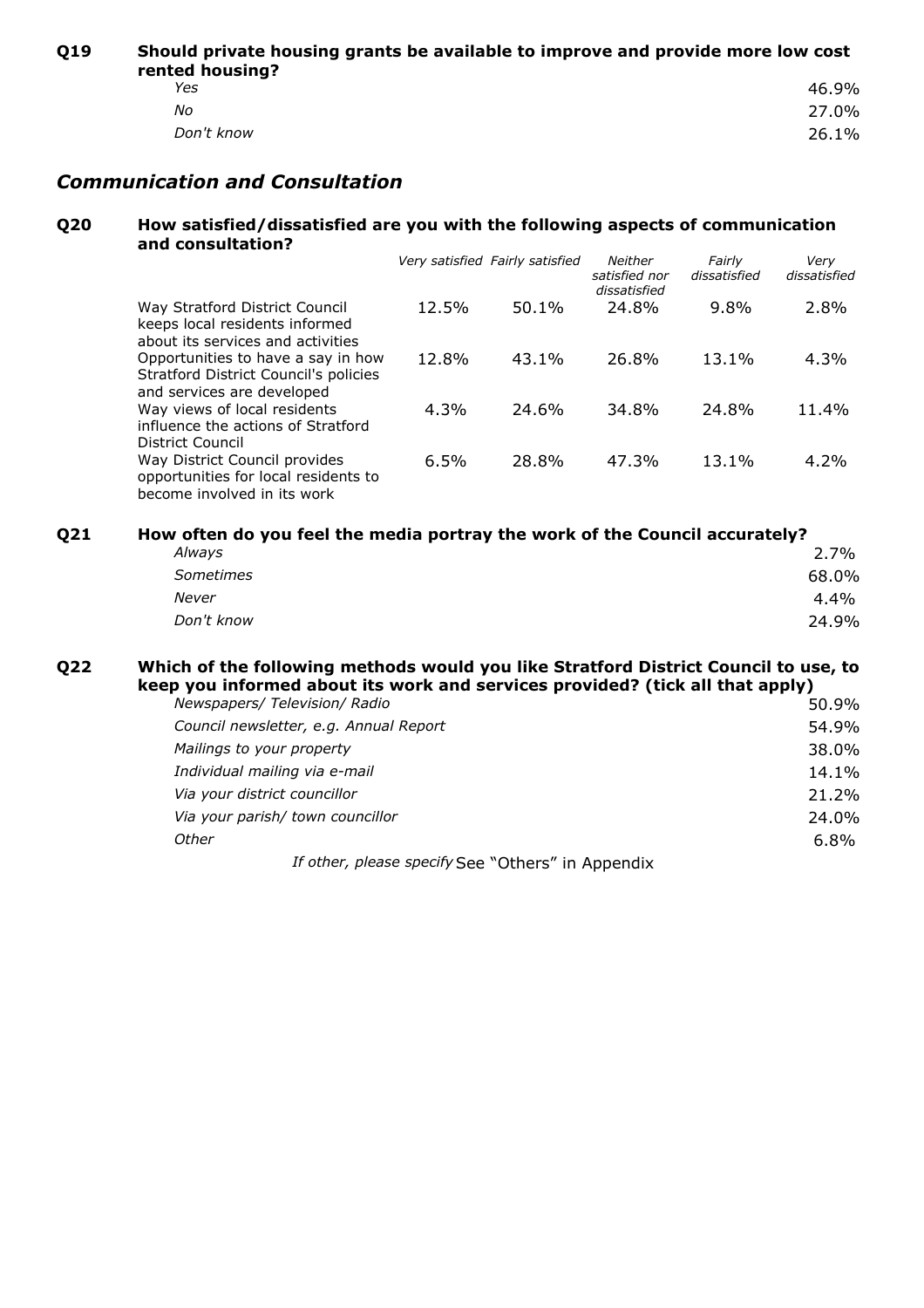**Q19 Should private housing grants be available to improve and provide more low cost rented housing?**

| | |
|---|---|
| *Yes* | 46.9% |
| *No* | 27.0% |
| *Don't know* | 26.1% |

## *Communication and Consultation*

**Q20 How satisfied/dissatisfied are you with the following aspects of communication and consultation?**

| | *Very satisfied* | *Fairly satisfied* | *Neither satisfied nor dissatisfied* | *Fairly dissatisfied* | *Very dissatisfied* |
|---|---|---|---|---|---|
| Way Stratford District Council keeps local residents informed about its services and activities | 12.5% | 50.1% | 24.8% | 9.8% | 2.8% |
| Opportunities to have a say in how Stratford District Council's policies and services are developed | 12.8% | 43.1% | 26.8% | 13.1% | 4.3% |
| Way views of local residents influence the actions of Stratford District Council | 4.3% | 24.6% | 34.8% | 24.8% | 11.4% |
| Way District Council provides opportunities for local residents to become involved in its work | 6.5% | 28.8% | 47.3% | 13.1% | 4.2% |

**Q21 How often do you feel the media portray the work of the Council accurately?**

| | |
|---|---|
| *Always* | 2.7% |
| *Sometimes* | 68.0% |
| *Never* | 4.4% |
| *Don't know* | 24.9% |

**Q22 Which of the following methods would you like Stratford District Council to use, to keep you informed about its work and services provided? (tick all that apply)**

| | |
|---|---|
| *Newspapers/ Television/ Radio* | 50.9% |
| *Council newsletter, e.g. Annual Report* | 54.9% |
| *Mailings to your property* | 38.0% |
| *Individual mailing via e-mail* | 14.1% |
| *Via your district councillor* | 21.2% |
| *Via your parish/ town councillor* | 24.0% |
| *Other* | 6.8% |

*If other, please specify* See "Others" in Appendix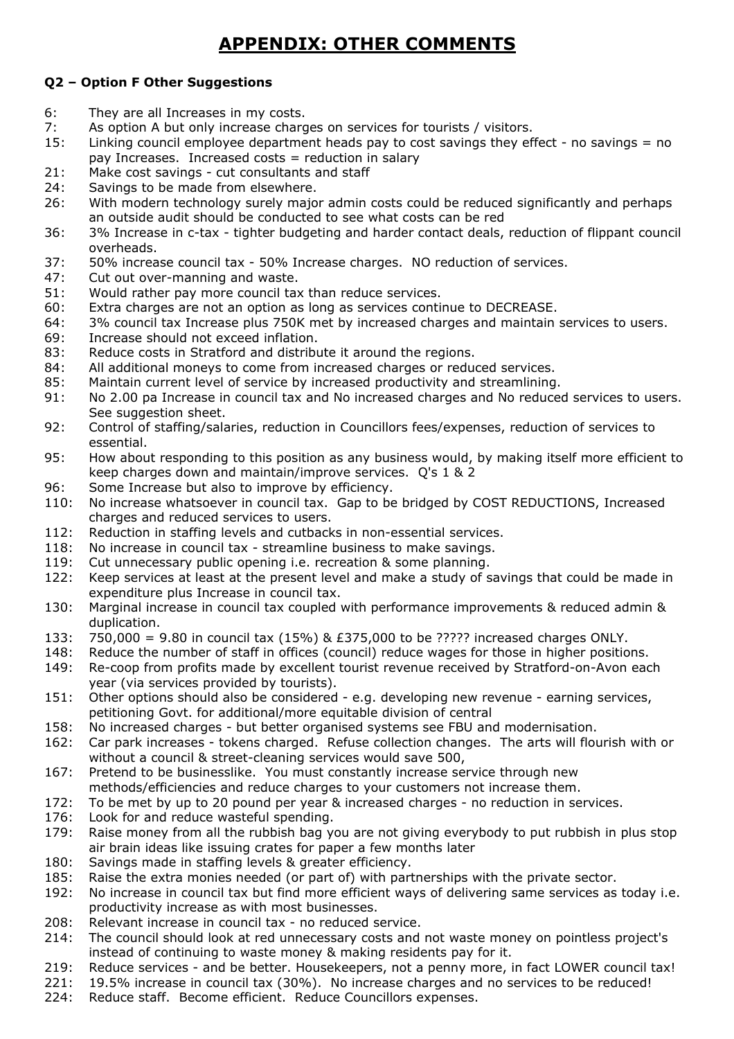# APPENDIX: OTHER COMMENTS

### Q2 – Option F Other Suggestions

6: They are all Increases in my costs.
7: As option A but only increase charges on services for tourists / visitors.
15: Linking council employee department heads pay to cost savings they effect - no savings = no pay Increases. Increased costs = reduction in salary
21: Make cost savings - cut consultants and staff
24: Savings to be made from elsewhere.
26: With modern technology surely major admin costs could be reduced significantly and perhaps an outside audit should be conducted to see what costs can be red
36: 3% Increase in c-tax - tighter budgeting and harder contact deals, reduction of flippant council overheads.
37: 50% increase council tax - 50% Increase charges. NO reduction of services.
47: Cut out over-manning and waste.
51: Would rather pay more council tax than reduce services.
60: Extra charges are not an option as long as services continue to DECREASE.
64: 3% council tax Increase plus 750K met by increased charges and maintain services to users.
69: Increase should not exceed inflation.
83: Reduce costs in Stratford and distribute it around the regions.
84: All additional moneys to come from increased charges or reduced services.
85: Maintain current level of service by increased productivity and streamlining.
91: No 2.00 pa Increase in council tax and No increased charges and No reduced services to users. See suggestion sheet.
92: Control of staffing/salaries, reduction in Councillors fees/expenses, reduction of services to essential.
95: How about responding to this position as any business would, by making itself more efficient to keep charges down and maintain/improve services. Q's 1 & 2
96: Some Increase but also to improve by efficiency.
110: No increase whatsoever in council tax. Gap to be bridged by COST REDUCTIONS, Increased charges and reduced services to users.
112: Reduction in staffing levels and cutbacks in non-essential services.
118: No increase in council tax - streamline business to make savings.
119: Cut unnecessary public opening i.e. recreation & some planning.
122: Keep services at least at the present level and make a study of savings that could be made in expenditure plus Increase in council tax.
130: Marginal increase in council tax coupled with performance improvements & reduced admin & duplication.
133: 750,000 = 9.80 in council tax (15%) & £375,000 to be ????? increased charges ONLY.
148: Reduce the number of staff in offices (council) reduce wages for those in higher positions.
149: Re-coop from profits made by excellent tourist revenue received by Stratford-on-Avon each year (via services provided by tourists).
151: Other options should also be considered - e.g. developing new revenue - earning services, petitioning Govt. for additional/more equitable division of central
158: No increased charges - but better organised systems see FBU and modernisation.
162: Car park increases - tokens charged. Refuse collection changes. The arts will flourish with or without a council & street-cleaning services would save 500,
167: Pretend to be businesslike. You must constantly increase service through new methods/efficiencies and reduce charges to your customers not increase them.
172: To be met by up to 20 pound per year & increased charges - no reduction in services.
176: Look for and reduce wasteful spending.
179: Raise money from all the rubbish bag you are not giving everybody to put rubbish in plus stop air brain ideas like issuing crates for paper a few months later
180: Savings made in staffing levels & greater efficiency.
185: Raise the extra monies needed (or part of) with partnerships with the private sector.
192: No increase in council tax but find more efficient ways of delivering same services as today i.e. productivity increase as with most businesses.
208: Relevant increase in council tax - no reduced service.
214: The council should look at red unnecessary costs and not waste money on pointless project's instead of continuing to waste money & making residents pay for it.
219: Reduce services - and be better. Housekeepers, not a penny more, in fact LOWER council tax!
221: 19.5% increase in council tax (30%). No increase charges and no services to be reduced!
224: Reduce staff. Become efficient. Reduce Councillors expenses.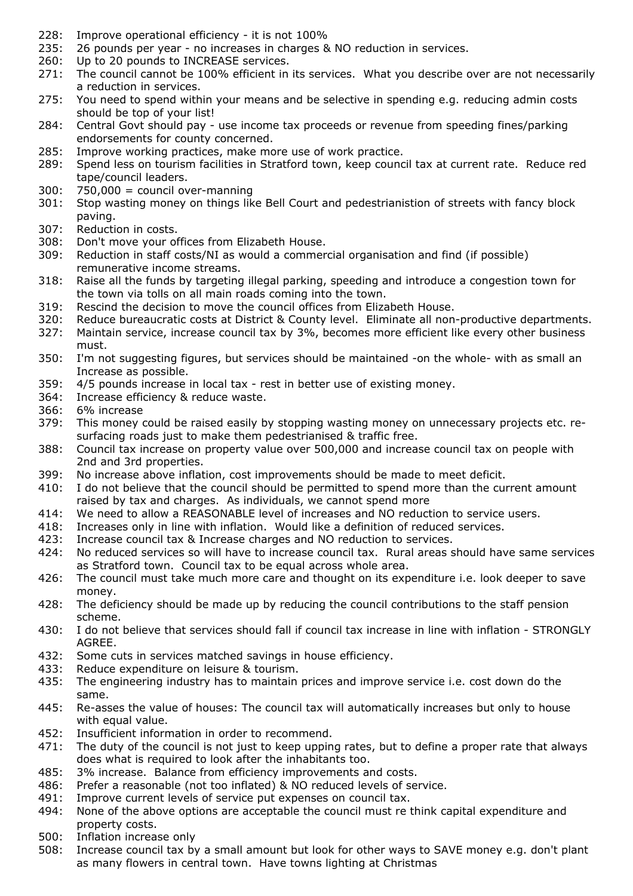228: Improve operational efficiency - it is not 100%
235: 26 pounds per year - no increases in charges & NO reduction in services.
260: Up to 20 pounds to INCREASE services.
271: The council cannot be 100% efficient in its services. What you describe over are not necessarily a reduction in services.
275: You need to spend within your means and be selective in spending e.g. reducing admin costs should be top of your list!
284: Central Govt should pay - use income tax proceeds or revenue from speeding fines/parking endorsements for county concerned.
285: Improve working practices, make more use of work practice.
289: Spend less on tourism facilities in Stratford town, keep council tax at current rate. Reduce red tape/council leaders.
300: 750,000 = council over-manning
301: Stop wasting money on things like Bell Court and pedestrianistion of streets with fancy block paving.
307: Reduction in costs.
308: Don't move your offices from Elizabeth House.
309: Reduction in staff costs/NI as would a commercial organisation and find (if possible) remunerative income streams.
318: Raise all the funds by targeting illegal parking, speeding and introduce a congestion town for the town via tolls on all main roads coming into the town.
319: Rescind the decision to move the council offices from Elizabeth House.
320: Reduce bureaucratic costs at District & County level. Eliminate all non-productive departments.
327: Maintain service, increase council tax by 3%, becomes more efficient like every other business must.
350: I'm not suggesting figures, but services should be maintained -on the whole- with as small an Increase as possible.
359: 4/5 pounds increase in local tax - rest in better use of existing money.
364: Increase efficiency & reduce waste.
366: 6% increase
379: This money could be raised easily by stopping wasting money on unnecessary projects etc. re-surfacing roads just to make them pedestrianised & traffic free.
388: Council tax increase on property value over 500,000 and increase council tax on people with 2nd and 3rd properties.
399: No increase above inflation, cost improvements should be made to meet deficit.
410: I do not believe that the council should be permitted to spend more than the current amount raised by tax and charges. As individuals, we cannot spend more
414: We need to allow a REASONABLE level of increases and NO reduction to service users.
418: Increases only in line with inflation. Would like a definition of reduced services.
423: Increase council tax & Increase charges and NO reduction to services.
424: No reduced services so will have to increase council tax. Rural areas should have same services as Stratford town. Council tax to be equal across whole area.
426: The council must take much more care and thought on its expenditure i.e. look deeper to save money.
428: The deficiency should be made up by reducing the council contributions to the staff pension scheme.
430: I do not believe that services should fall if council tax increase in line with inflation - STRONGLY AGREE.
432: Some cuts in services matched savings in house efficiency.
433: Reduce expenditure on leisure & tourism.
435: The engineering industry has to maintain prices and improve service i.e. cost down do the same.
445: Re-asses the value of houses: The council tax will automatically increases but only to house with equal value.
452: Insufficient information in order to recommend.
471: The duty of the council is not just to keep upping rates, but to define a proper rate that always does what is required to look after the inhabitants too.
485: 3% increase. Balance from efficiency improvements and costs.
486: Prefer a reasonable (not too inflated) & NO reduced levels of service.
491: Improve current levels of service put expenses on council tax.
494: None of the above options are acceptable the council must re think capital expenditure and property costs.
500: Inflation increase only
508: Increase council tax by a small amount but look for other ways to SAVE money e.g. don't plant as many flowers in central town. Have towns lighting at Christmas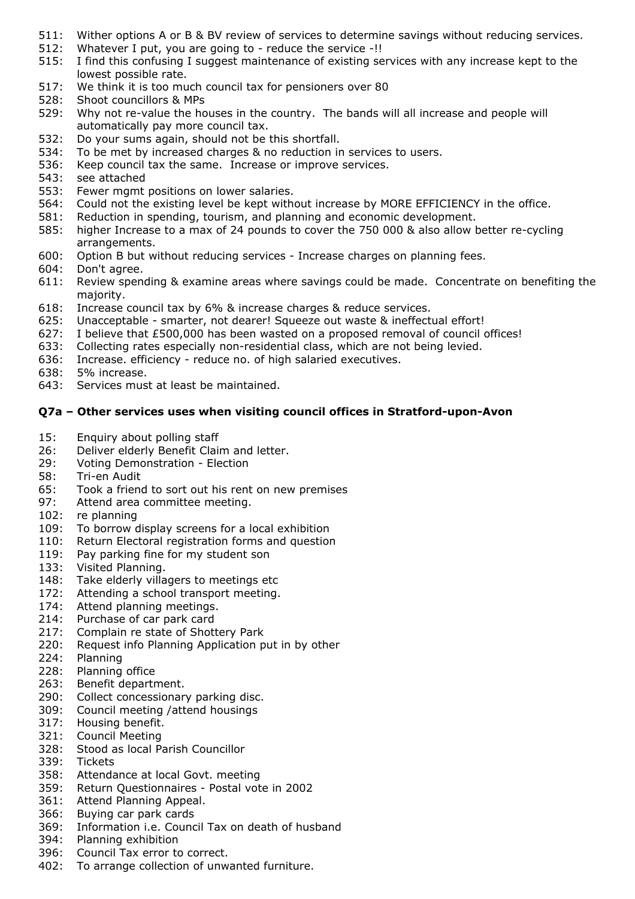511: Wither options A or B & BV review of services to determine savings without reducing services.
512: Whatever I put, you are going to - reduce the service -!!
515: I find this confusing I suggest maintenance of existing services with any increase kept to the lowest possible rate.
517: We think it is too much council tax for pensioners over 80
528: Shoot councillors & MPs
529: Why not re-value the houses in the country. The bands will all increase and people will automatically pay more council tax.
532: Do your sums again, should not be this shortfall.
534: To be met by increased charges & no reduction in services to users.
536: Keep council tax the same. Increase or improve services.
543: see attached
553: Fewer mgmt positions on lower salaries.
564: Could not the existing level be kept without increase by MORE EFFICIENCY in the office.
581: Reduction in spending, tourism, and planning and economic development.
585: higher Increase to a max of 24 pounds to cover the 750 000 & also allow better re-cycling arrangements.
600: Option B but without reducing services - Increase charges on planning fees.
604: Don't agree.
611: Review spending & examine areas where savings could be made. Concentrate on benefiting the majority.
618: Increase council tax by 6% & increase charges & reduce services.
625: Unacceptable - smarter, not dearer! Squeeze out waste & ineffectual effort!
627: I believe that £500,000 has been wasted on a proposed removal of council offices!
633: Collecting rates especially non-residential class, which are not being levied.
636: Increase. efficiency - reduce no. of high salaried executives.
638: 5% increase.
643: Services must at least be maintained.

### Q7a – Other services uses when visiting council offices in Stratford-upon-Avon

15: Enquiry about polling staff
26: Deliver elderly Benefit Claim and letter.
29: Voting Demonstration - Election
58: Tri-en Audit
65: Took a friend to sort out his rent on new premises
97: Attend area committee meeting.
102: re planning
109: To borrow display screens for a local exhibition
110: Return Electoral registration forms and question
119: Pay parking fine for my student son
133: Visited Planning.
148: Take elderly villagers to meetings etc
172: Attending a school transport meeting.
174: Attend planning meetings.
214: Purchase of car park card
217: Complain re state of Shottery Park
220: Request info Planning Application put in by other
224: Planning
228: Planning office
263: Benefit department.
290: Collect concessionary parking disc.
309: Council meeting /attend housings
317: Housing benefit.
321: Council Meeting
328: Stood as local Parish Councillor
339: Tickets
358: Attendance at local Govt. meeting
359: Return Questionnaires - Postal vote in 2002
361: Attend Planning Appeal.
366: Buying car park cards
369: Information i.e. Council Tax on death of husband
394: Planning exhibition
396: Council Tax error to correct.
402: To arrange collection of unwanted furniture.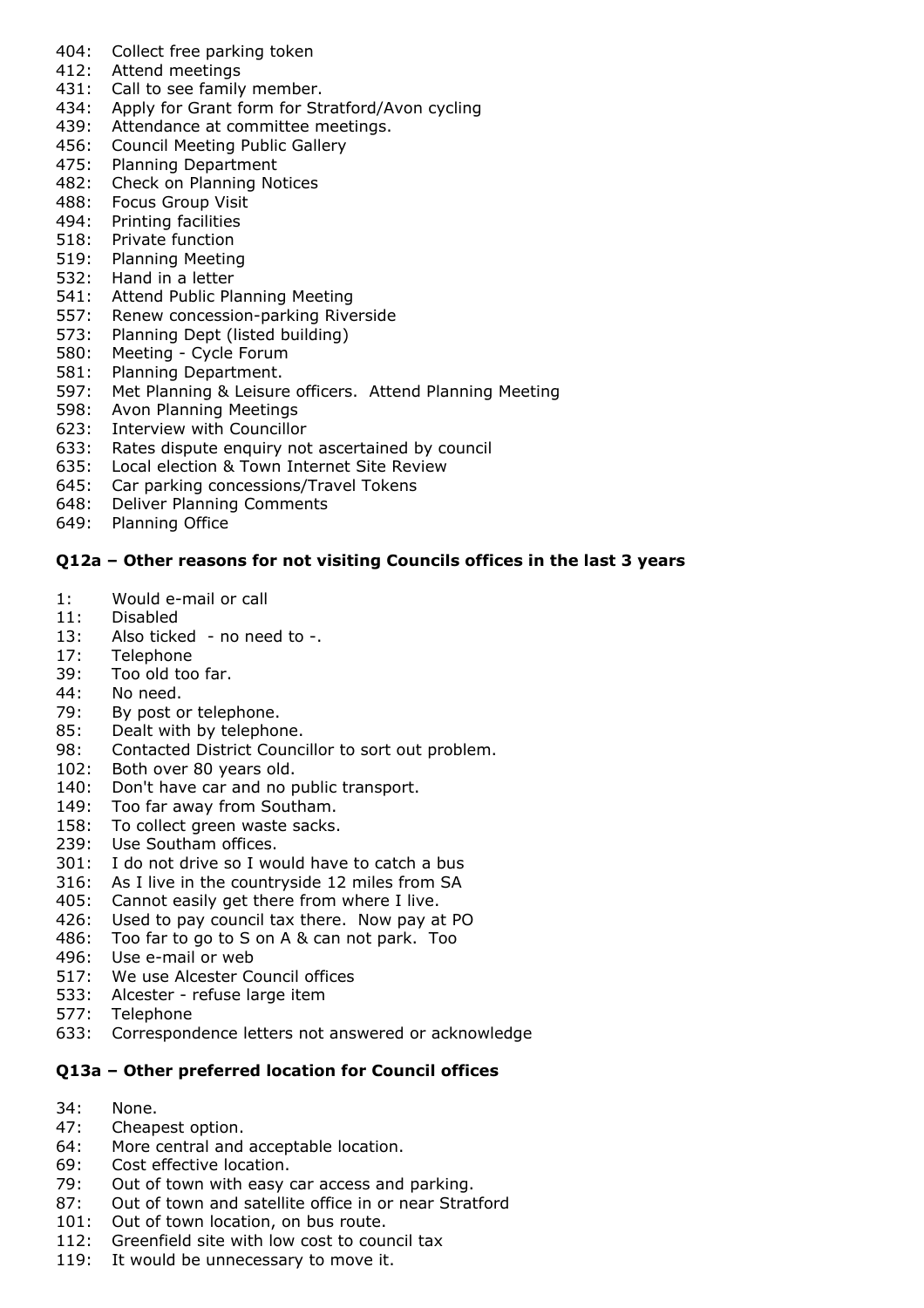404: Collect free parking token
412: Attend meetings
431: Call to see family member.
434: Apply for Grant form for Stratford/Avon cycling
439: Attendance at committee meetings.
456: Council Meeting Public Gallery
475: Planning Department
482: Check on Planning Notices
488: Focus Group Visit
494: Printing facilities
518: Private function
519: Planning Meeting
532: Hand in a letter
541: Attend Public Planning Meeting
557: Renew concession-parking Riverside
573: Planning Dept (listed building)
580: Meeting - Cycle Forum
581: Planning Department.
597: Met Planning & Leisure officers. Attend Planning Meeting
598: Avon Planning Meetings
623: Interview with Councillor
633: Rates dispute enquiry not ascertained by council
635: Local election & Town Internet Site Review
645: Car parking concessions/Travel Tokens
648: Deliver Planning Comments
649: Planning Office

### Q12a – Other reasons for not visiting Councils offices in the last 3 years

1: Would e-mail or call
11: Disabled
13: Also ticked - no need to -.
17: Telephone
39: Too old too far.
44: No need.
79: By post or telephone.
85: Dealt with by telephone.
98: Contacted District Councillor to sort out problem.
102: Both over 80 years old.
140: Don't have car and no public transport.
149: Too far away from Southam.
158: To collect green waste sacks.
239: Use Southam offices.
301: I do not drive so I would have to catch a bus
316: As I live in the countryside 12 miles from SA
405: Cannot easily get there from where I live.
426: Used to pay council tax there. Now pay at PO
486: Too far to go to S on A & can not park. Too
496: Use e-mail or web
517: We use Alcester Council offices
533: Alcester - refuse large item
577: Telephone
633: Correspondence letters not answered or acknowledge

### Q13a – Other preferred location for Council offices

34: None.
47: Cheapest option.
64: More central and acceptable location.
69: Cost effective location.
79: Out of town with easy car access and parking.
87: Out of town and satellite office in or near Stratford
101: Out of town location, on bus route.
112: Greenfield site with low cost to council tax
119: It would be unnecessary to move it.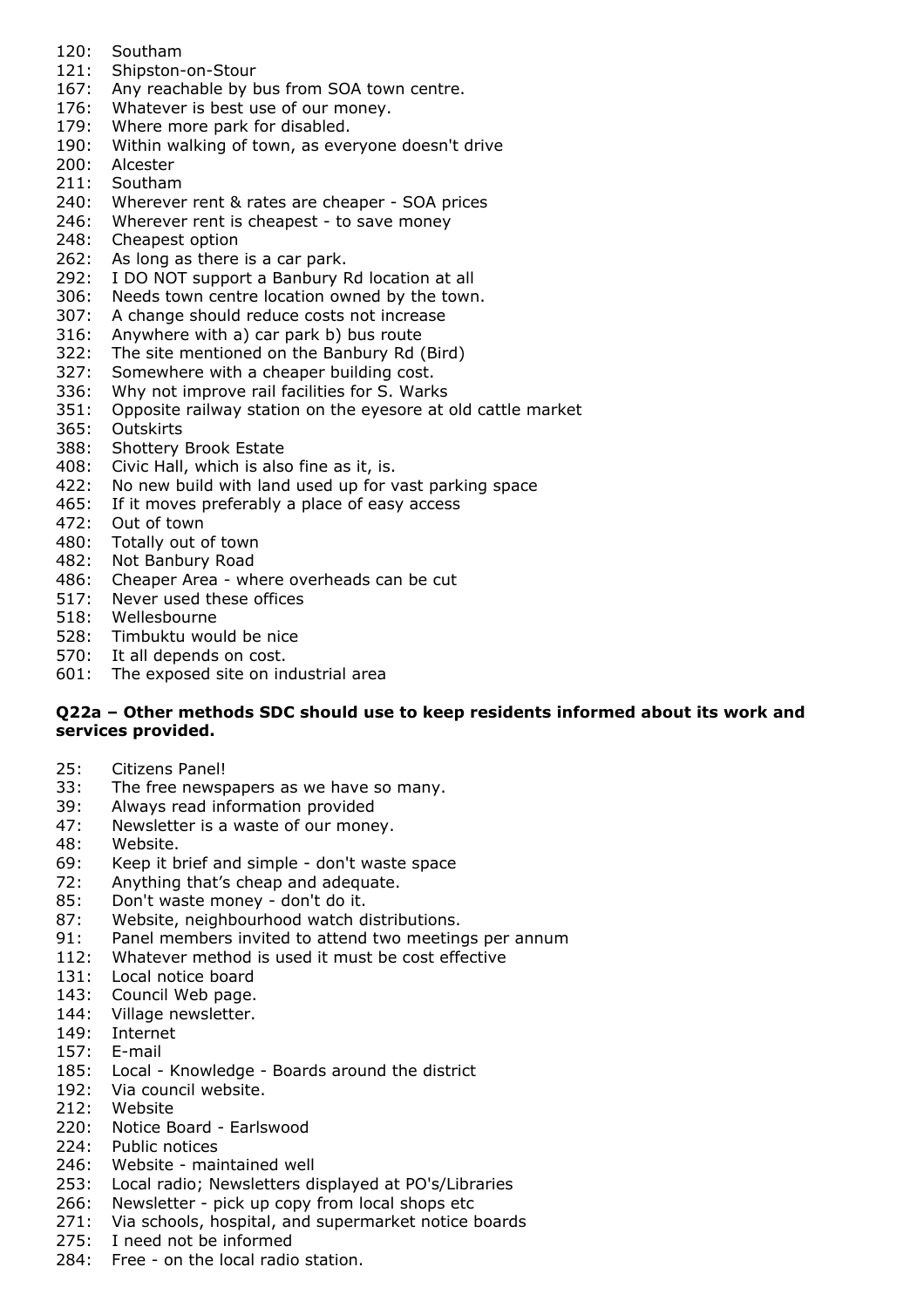120: Southam
121: Shipston-on-Stour
167: Any reachable by bus from SOA town centre.
176: Whatever is best use of our money.
179: Where more park for disabled.
190: Within walking of town, as everyone doesn't drive
200: Alcester
211: Southam
240: Wherever rent & rates are cheaper - SOA prices
246: Wherever rent is cheapest - to save money
248: Cheapest option
262: As long as there is a car park.
292: I DO NOT support a Banbury Rd location at all
306: Needs town centre location owned by the town.
307: A change should reduce costs not increase
316: Anywhere with a) car park b) bus route
322: The site mentioned on the Banbury Rd (Bird)
327: Somewhere with a cheaper building cost.
336: Why not improve rail facilities for S. Warks
351: Opposite railway station on the eyesore at old cattle market
365: Outskirts
388: Shottery Brook Estate
408: Civic Hall, which is also fine as it, is.
422: No new build with land used up for vast parking space
465: If it moves preferably a place of easy access
472: Out of town
480: Totally out of town
482: Not Banbury Road
486: Cheaper Area - where overheads can be cut
517: Never used these offices
518: Wellesbourne
528: Timbuktu would be nice
570: It all depends on cost.
601: The exposed site on industrial area

**Q22a – Other methods SDC should use to keep residents informed about its work and services provided.**

25: Citizens Panel!
33: The free newspapers as we have so many.
39: Always read information provided
47: Newsletter is a waste of our money.
48: Website.
69: Keep it brief and simple - don't waste space
72: Anything that's cheap and adequate.
85: Don't waste money - don't do it.
87: Website, neighbourhood watch distributions.
91: Panel members invited to attend two meetings per annum
112: Whatever method is used it must be cost effective
131: Local notice board
143: Council Web page.
144: Village newsletter.
149: Internet
157: E-mail
185: Local - Knowledge - Boards around the district
192: Via council website.
212: Website
220: Notice Board - Earlswood
224: Public notices
246: Website - maintained well
253: Local radio; Newsletters displayed at PO's/Libraries
266: Newsletter - pick up copy from local shops etc
271: Via schools, hospital, and supermarket notice boards
275: I need not be informed
284: Free - on the local radio station.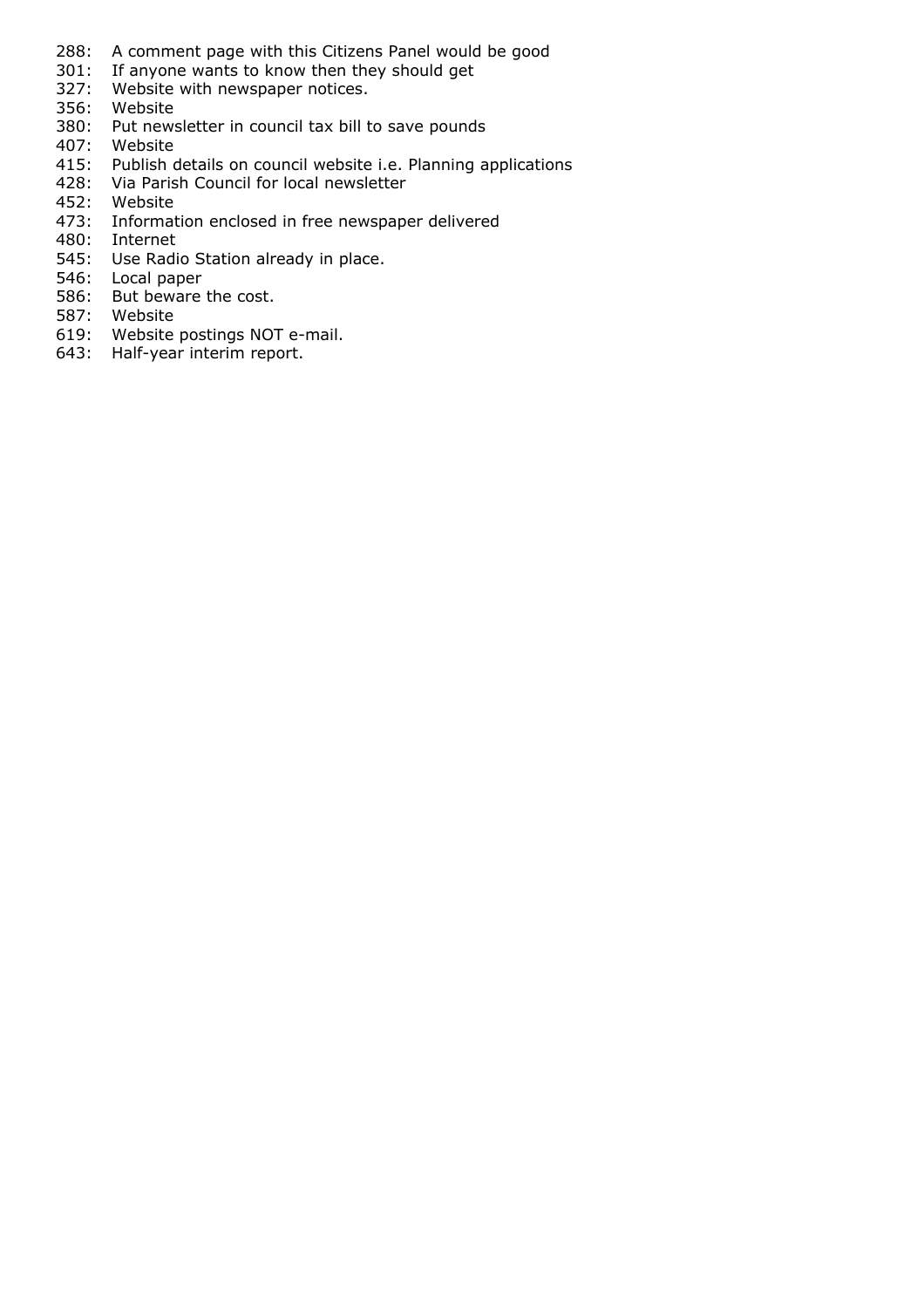288: A comment page with this Citizens Panel would be good  
301: If anyone wants to know then they should get  
327: Website with newspaper notices.  
356: Website  
380: Put newsletter in council tax bill to save pounds  
407: Website  
415: Publish details on council website i.e. Planning applications  
428: Via Parish Council for local newsletter  
452: Website  
473: Information enclosed in free newspaper delivered  
480: Internet  
545: Use Radio Station already in place.  
546: Local paper  
586: But beware the cost.  
587: Website  
619: Website postings NOT e-mail.  
643: Half-year interim report.